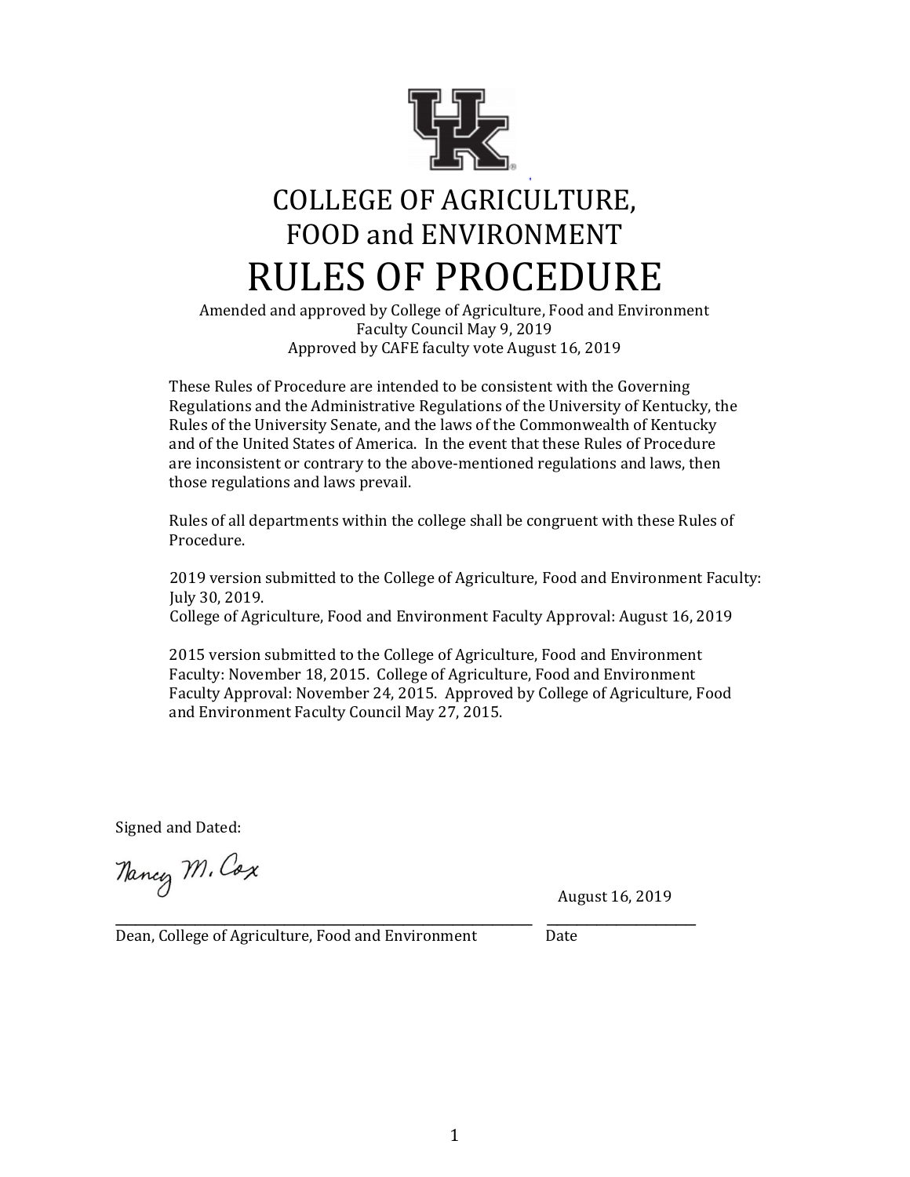# COLLEGE OF AGRICULTURE, FOOD and ENVIRONMENT

# RULES OF PROCEDURE

Amended and approved by College of Agriculture, Food and Environment Faculty Council May 9, 2019
Approved by CAFE faculty vote August 16, 2019

These Rules of Procedure are intended to be consistent with the Governing Regulations and the Administrative Regulations of the University of Kentucky, the Rules of the University Senate, and the laws of the Commonwealth of Kentucky and of the United States of America. In the event that these Rules of Procedure are inconsistent or contrary to the above-mentioned regulations and laws, then those regulations and laws prevail.

Rules of all departments within the college shall be congruent with these Rules of Procedure.

2019 version submitted to the College of Agriculture, Food and Environment Faculty: July 30, 2019.
College of Agriculture, Food and Environment Faculty Approval: August 16, 2019

2015 version submitted to the College of Agriculture, Food and Environment Faculty: November 18, 2015. College of Agriculture, Food and Environment Faculty Approval: November 24, 2015. Approved by College of Agriculture, Food and Environment Faculty Council May 27, 2015.

Signed and Dated:

Nancy M. Cox

August 16, 2019

Dean, College of Agriculture, Food and Environment | Date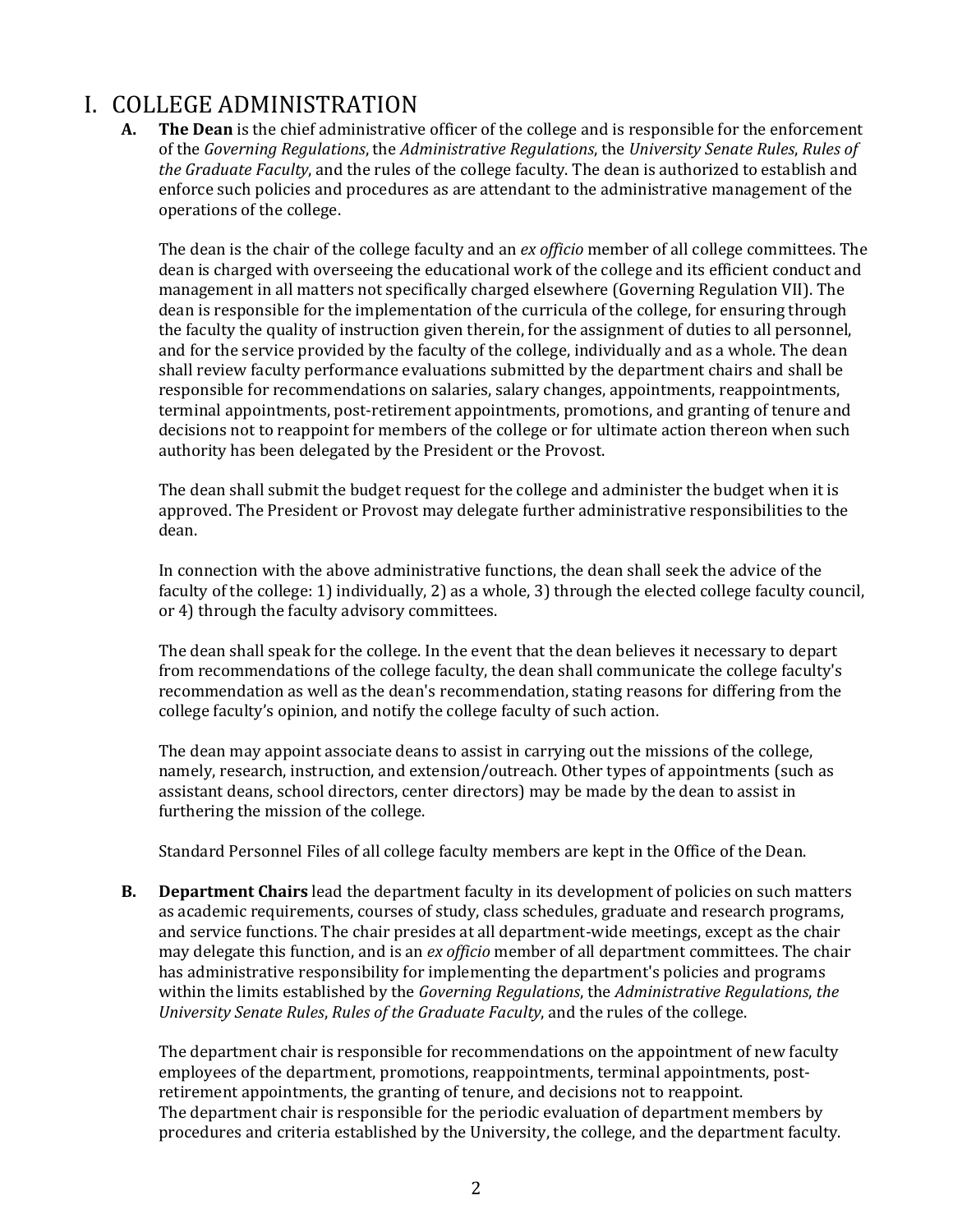# I. COLLEGE ADMINISTRATION

**A.** **The Dean** is the chief administrative officer of the college and is responsible for the enforcement of the *Governing Regulations*, the *Administrative Regulations*, the *University Senate Rules*, *Rules of the Graduate Faculty*, and the rules of the college faculty. The dean is authorized to establish and enforce such policies and procedures as are attendant to the administrative management of the operations of the college.

The dean is the chair of the college faculty and an *ex officio* member of all college committees. The dean is charged with overseeing the educational work of the college and its efficient conduct and management in all matters not specifically charged elsewhere (Governing Regulation VII). The dean is responsible for the implementation of the curricula of the college, for ensuring through the faculty the quality of instruction given therein, for the assignment of duties to all personnel, and for the service provided by the faculty of the college, individually and as a whole. The dean shall review faculty performance evaluations submitted by the department chairs and shall be responsible for recommendations on salaries, salary changes, appointments, reappointments, terminal appointments, post-retirement appointments, promotions, and granting of tenure and decisions not to reappoint for members of the college or for ultimate action thereon when such authority has been delegated by the President or the Provost.

The dean shall submit the budget request for the college and administer the budget when it is approved. The President or Provost may delegate further administrative responsibilities to the dean.

In connection with the above administrative functions, the dean shall seek the advice of the faculty of the college: 1) individually, 2) as a whole, 3) through the elected college faculty council, or 4) through the faculty advisory committees.

The dean shall speak for the college. In the event that the dean believes it necessary to depart from recommendations of the college faculty, the dean shall communicate the college faculty's recommendation as well as the dean's recommendation, stating reasons for differing from the college faculty's opinion, and notify the college faculty of such action.

The dean may appoint associate deans to assist in carrying out the missions of the college, namely, research, instruction, and extension/outreach. Other types of appointments (such as assistant deans, school directors, center directors) may be made by the dean to assist in furthering the mission of the college.

Standard Personnel Files of all college faculty members are kept in the Office of the Dean.

**B.** **Department Chairs** lead the department faculty in its development of policies on such matters as academic requirements, courses of study, class schedules, graduate and research programs, and service functions. The chair presides at all department-wide meetings, except as the chair may delegate this function, and is an *ex officio* member of all department committees. The chair has administrative responsibility for implementing the department's policies and programs within the limits established by the *Governing Regulations*, the *Administrative Regulations*, *the University Senate Rules*, *Rules of the Graduate Faculty*, and the rules of the college.

The department chair is responsible for recommendations on the appointment of new faculty employees of the department, promotions, reappointments, terminal appointments, post-retirement appointments, the granting of tenure, and decisions not to reappoint. The department chair is responsible for the periodic evaluation of department members by procedures and criteria established by the University, the college, and the department faculty.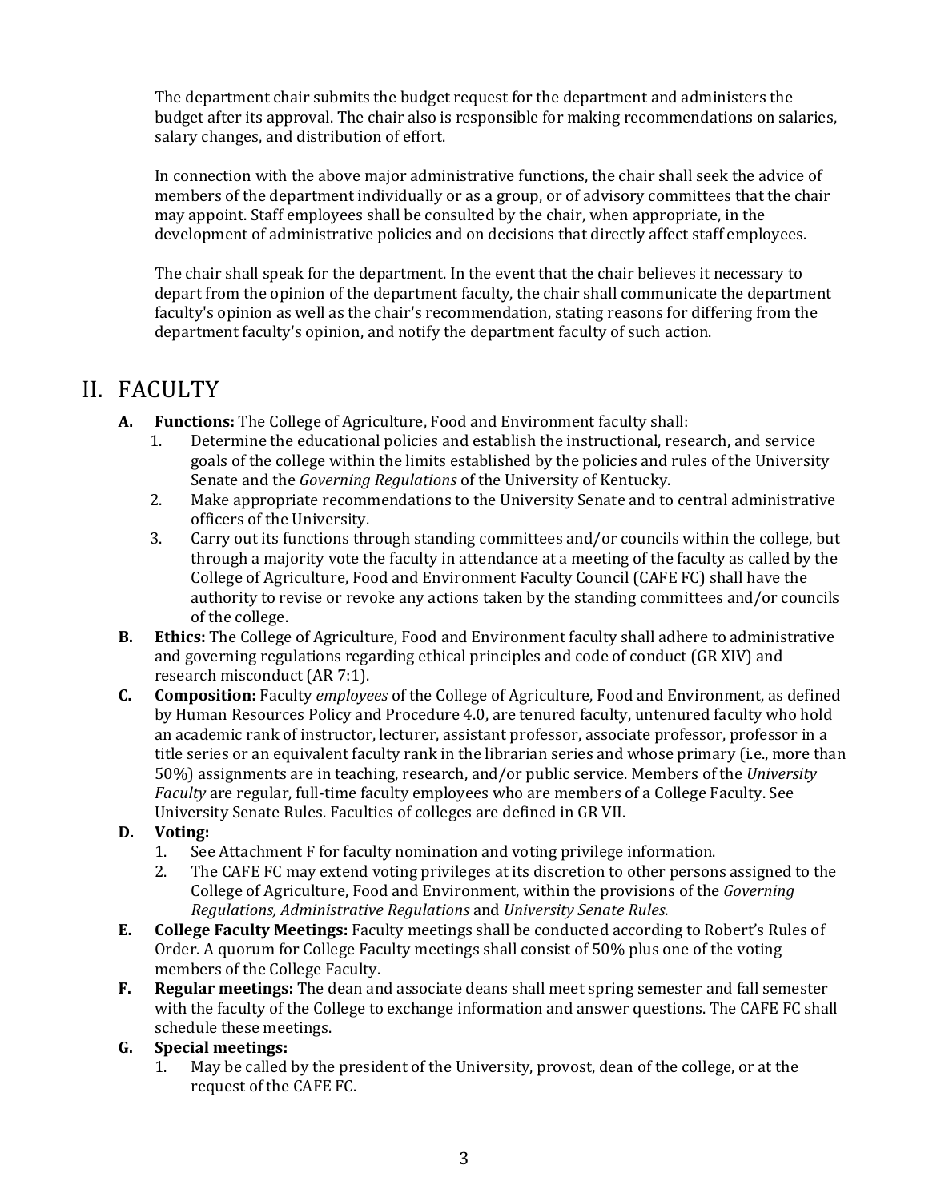The department chair submits the budget request for the department and administers the budget after its approval. The chair also is responsible for making recommendations on salaries, salary changes, and distribution of effort.

In connection with the above major administrative functions, the chair shall seek the advice of members of the department individually or as a group, or of advisory committees that the chair may appoint. Staff employees shall be consulted by the chair, when appropriate, in the development of administrative policies and on decisions that directly affect staff employees.

The chair shall speak for the department. In the event that the chair believes it necessary to depart from the opinion of the department faculty, the chair shall communicate the department faculty's opinion as well as the chair's recommendation, stating reasons for differing from the department faculty's opinion, and notify the department faculty of such action.

# II. FACULTY

**A. Functions:** The College of Agriculture, Food and Environment faculty shall:

1. Determine the educational policies and establish the instructional, research, and service goals of the college within the limits established by the policies and rules of the University Senate and the *Governing Regulations* of the University of Kentucky.
2. Make appropriate recommendations to the University Senate and to central administrative officers of the University.
3. Carry out its functions through standing committees and/or councils within the college, but through a majority vote the faculty in attendance at a meeting of the faculty as called by the College of Agriculture, Food and Environment Faculty Council (CAFE FC) shall have the authority to revise or revoke any actions taken by the standing committees and/or councils of the college.

**B. Ethics:** The College of Agriculture, Food and Environment faculty shall adhere to administrative and governing regulations regarding ethical principles and code of conduct (GR XIV) and research misconduct (AR 7:1).

**C. Composition:** Faculty *employees* of the College of Agriculture, Food and Environment, as defined by Human Resources Policy and Procedure 4.0, are tenured faculty, untenured faculty who hold an academic rank of instructor, lecturer, assistant professor, associate professor, professor in a title series or an equivalent faculty rank in the librarian series and whose primary (i.e., more than 50%) assignments are in teaching, research, and/or public service. Members of the *University Faculty* are regular, full-time faculty employees who are members of a College Faculty. See University Senate Rules. Faculties of colleges are defined in GR VII.

**D. Voting:**

1. See Attachment F for faculty nomination and voting privilege information.
2. The CAFE FC may extend voting privileges at its discretion to other persons assigned to the College of Agriculture, Food and Environment, within the provisions of the *Governing Regulations, Administrative Regulations* and *University Senate Rules*.

**E. College Faculty Meetings:** Faculty meetings shall be conducted according to Robert's Rules of Order. A quorum for College Faculty meetings shall consist of 50% plus one of the voting members of the College Faculty.

**F. Regular meetings:** The dean and associate deans shall meet spring semester and fall semester with the faculty of the College to exchange information and answer questions. The CAFE FC shall schedule these meetings.

**G. Special meetings:**

1. May be called by the president of the University, provost, dean of the college, or at the request of the CAFE FC.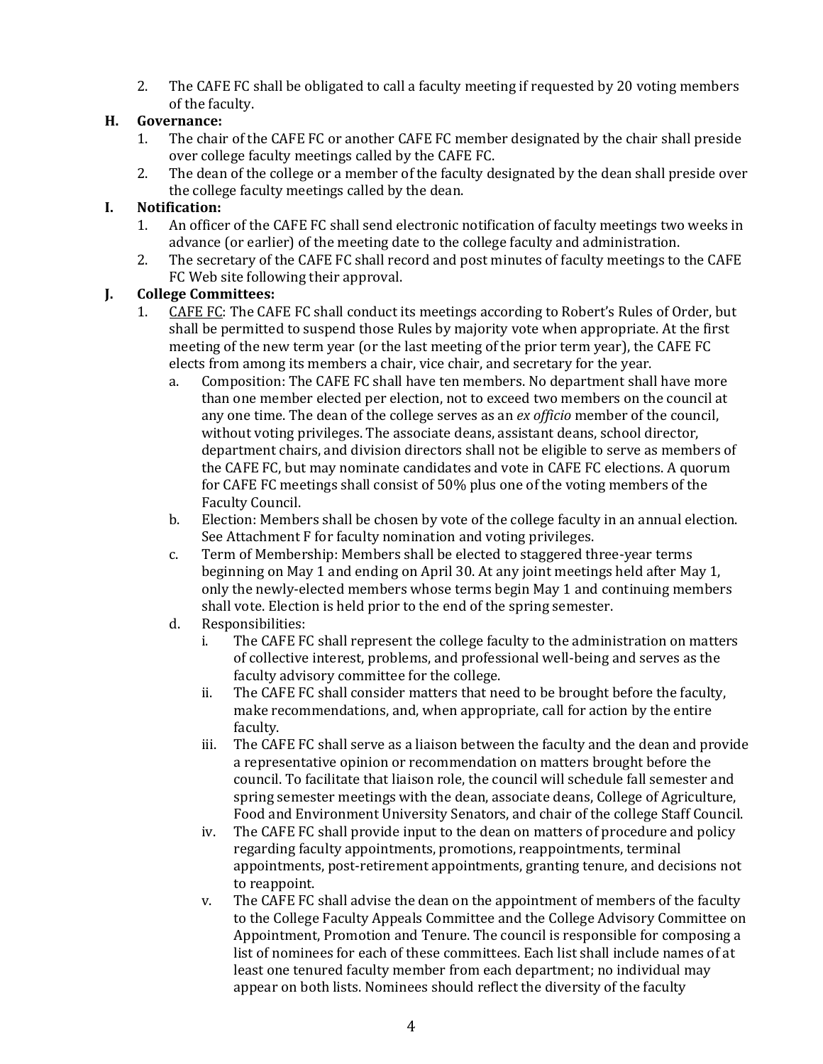2. The CAFE FC shall be obligated to call a faculty meeting if requested by 20 voting members of the faculty.

**H. Governance:**

1. The chair of the CAFE FC or another CAFE FC member designated by the chair shall preside over college faculty meetings called by the CAFE FC.
2. The dean of the college or a member of the faculty designated by the dean shall preside over the college faculty meetings called by the dean.

**I. Notification:**

1. An officer of the CAFE FC shall send electronic notification of faculty meetings two weeks in advance (or earlier) of the meeting date to the college faculty and administration.
2. The secretary of the CAFE FC shall record and post minutes of faculty meetings to the CAFE FC Web site following their approval.

**J. College Committees:**

1. <u>CAFE FC</u>: The CAFE FC shall conduct its meetings according to Robert's Rules of Order, but shall be permitted to suspend those Rules by majority vote when appropriate. At the first meeting of the new term year (or the last meeting of the prior term year), the CAFE FC elects from among its members a chair, vice chair, and secretary for the year.
   a. Composition: The CAFE FC shall have ten members. No department shall have more than one member elected per election, not to exceed two members on the council at any one time. The dean of the college serves as an *ex officio* member of the council, without voting privileges. The associate deans, assistant deans, school director, department chairs, and division directors shall not be eligible to serve as members of the CAFE FC, but may nominate candidates and vote in CAFE FC elections. A quorum for CAFE FC meetings shall consist of 50% plus one of the voting members of the Faculty Council.
   b. Election: Members shall be chosen by vote of the college faculty in an annual election. See Attachment F for faculty nomination and voting privileges.
   c. Term of Membership: Members shall be elected to staggered three-year terms beginning on May 1 and ending on April 30. At any joint meetings held after May 1, only the newly-elected members whose terms begin May 1 and continuing members shall vote. Election is held prior to the end of the spring semester.
   d. Responsibilities:
      i. The CAFE FC shall represent the college faculty to the administration on matters of collective interest, problems, and professional well-being and serves as the faculty advisory committee for the college.
      ii. The CAFE FC shall consider matters that need to be brought before the faculty, make recommendations, and, when appropriate, call for action by the entire faculty.
      iii. The CAFE FC shall serve as a liaison between the faculty and the dean and provide a representative opinion or recommendation on matters brought before the council. To facilitate that liaison role, the council will schedule fall semester and spring semester meetings with the dean, associate deans, College of Agriculture, Food and Environment University Senators, and chair of the college Staff Council.
      iv. The CAFE FC shall provide input to the dean on matters of procedure and policy regarding faculty appointments, promotions, reappointments, terminal appointments, post-retirement appointments, granting tenure, and decisions not to reappoint.
      v. The CAFE FC shall advise the dean on the appointment of members of the faculty to the College Faculty Appeals Committee and the College Advisory Committee on Appointment, Promotion and Tenure. The council is responsible for composing a list of nominees for each of these committees. Each list shall include names of at least one tenured faculty member from each department; no individual may appear on both lists. Nominees should reflect the diversity of the faculty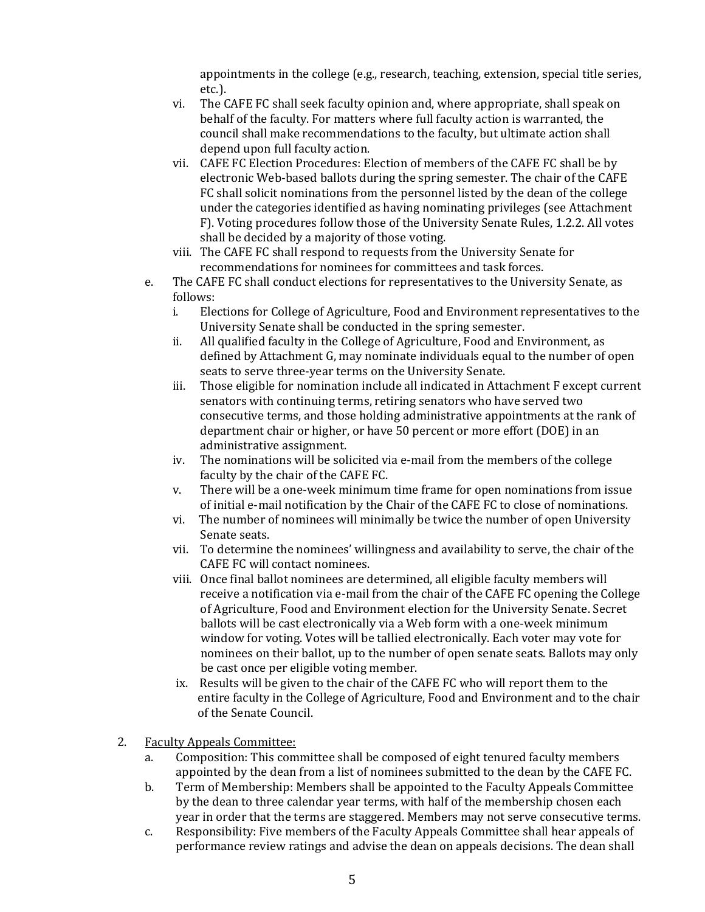appointments in the college (e.g., research, teaching, extension, special title series, etc.).

   vi. The CAFE FC shall seek faculty opinion and, where appropriate, shall speak on behalf of the faculty. For matters where full faculty action is warranted, the council shall make recommendations to the faculty, but ultimate action shall depend upon full faculty action.

   vii. CAFE FC Election Procedures: Election of members of the CAFE FC shall be by electronic Web-based ballots during the spring semester. The chair of the CAFE FC shall solicit nominations from the personnel listed by the dean of the college under the categories identified as having nominating privileges (see Attachment F). Voting procedures follow those of the University Senate Rules, 1.2.2. All votes shall be decided by a majority of those voting.

   viii. The CAFE FC shall respond to requests from the University Senate for recommendations for nominees for committees and task forces.

e. The CAFE FC shall conduct elections for representatives to the University Senate, as follows:

   i. Elections for College of Agriculture, Food and Environment representatives to the University Senate shall be conducted in the spring semester.

   ii. All qualified faculty in the College of Agriculture, Food and Environment, as defined by Attachment G, may nominate individuals equal to the number of open seats to serve three-year terms on the University Senate.

   iii. Those eligible for nomination include all indicated in Attachment F except current senators with continuing terms, retiring senators who have served two consecutive terms, and those holding administrative appointments at the rank of department chair or higher, or have 50 percent or more effort (DOE) in an administrative assignment.

   iv. The nominations will be solicited via e-mail from the members of the college faculty by the chair of the CAFE FC.

   v. There will be a one-week minimum time frame for open nominations from issue of initial e-mail notification by the Chair of the CAFE FC to close of nominations.

   vi. The number of nominees will minimally be twice the number of open University Senate seats.

   vii. To determine the nominees' willingness and availability to serve, the chair of the CAFE FC will contact nominees.

   viii. Once final ballot nominees are determined, all eligible faculty members will receive a notification via e-mail from the chair of the CAFE FC opening the College of Agriculture, Food and Environment election for the University Senate. Secret ballots will be cast electronically via a Web form with a one-week minimum window for voting. Votes will be tallied electronically. Each voter may vote for nominees on their ballot, up to the number of open senate seats. Ballots may only be cast once per eligible voting member.

   ix. Results will be given to the chair of the CAFE FC who will report them to the entire faculty in the College of Agriculture, Food and Environment and to the chair of the Senate Council.

2. <u>Faculty Appeals Committee:</u>

   a. Composition: This committee shall be composed of eight tenured faculty members appointed by the dean from a list of nominees submitted to the dean by the CAFE FC.

   b. Term of Membership: Members shall be appointed to the Faculty Appeals Committee by the dean to three calendar year terms, with half of the membership chosen each year in order that the terms are staggered. Members may not serve consecutive terms.

   c. Responsibility: Five members of the Faculty Appeals Committee shall hear appeals of performance review ratings and advise the dean on appeals decisions. The dean shall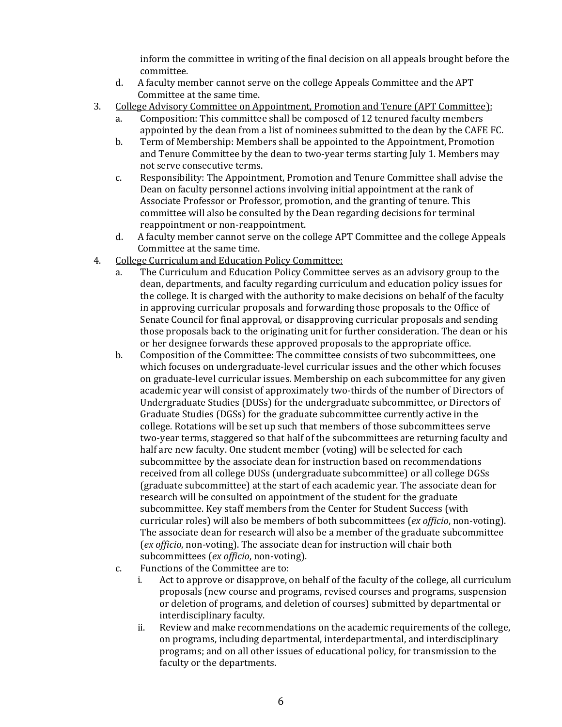inform the committee in writing of the final decision on all appeals brought before the committee.

   d. A faculty member cannot serve on the college Appeals Committee and the APT Committee at the same time.

3. <u>College Advisory Committee on Appointment, Promotion and Tenure (APT Committee):</u>
   a. Composition: This committee shall be composed of 12 tenured faculty members appointed by the dean from a list of nominees submitted to the dean by the CAFE FC.
   b. Term of Membership: Members shall be appointed to the Appointment, Promotion and Tenure Committee by the dean to two-year terms starting July 1. Members may not serve consecutive terms.
   c. Responsibility: The Appointment, Promotion and Tenure Committee shall advise the Dean on faculty personnel actions involving initial appointment at the rank of Associate Professor or Professor, promotion, and the granting of tenure. This committee will also be consulted by the Dean regarding decisions for terminal reappointment or non-reappointment.
   d. A faculty member cannot serve on the college APT Committee and the college Appeals Committee at the same time.

4. <u>College Curriculum and Education Policy Committee:</u>
   a. The Curriculum and Education Policy Committee serves as an advisory group to the dean, departments, and faculty regarding curriculum and education policy issues for the college. It is charged with the authority to make decisions on behalf of the faculty in approving curricular proposals and forwarding those proposals to the Office of Senate Council for final approval, or disapproving curricular proposals and sending those proposals back to the originating unit for further consideration. The dean or his or her designee forwards these approved proposals to the appropriate office.
   b. Composition of the Committee: The committee consists of two subcommittees, one which focuses on undergraduate-level curricular issues and the other which focuses on graduate-level curricular issues. Membership on each subcommittee for any given academic year will consist of approximately two-thirds of the number of Directors of Undergraduate Studies (DUSs) for the undergraduate subcommittee, or Directors of Graduate Studies (DGSs) for the graduate subcommittee currently active in the college. Rotations will be set up such that members of those subcommittees serve two-year terms, staggered so that half of the subcommittees are returning faculty and half are new faculty. One student member (voting) will be selected for each subcommittee by the associate dean for instruction based on recommendations received from all college DUSs (undergraduate subcommittee) or all college DGSs (graduate subcommittee) at the start of each academic year. The associate dean for research will be consulted on appointment of the student for the graduate subcommittee. Key staff members from the Center for Student Success (with curricular roles) will also be members of both subcommittees (*ex officio*, non-voting). The associate dean for research will also be a member of the graduate subcommittee (*ex officio*, non-voting). The associate dean for instruction will chair both subcommittees (*ex officio*, non-voting).
   c. Functions of the Committee are to:
      i. Act to approve or disapprove, on behalf of the faculty of the college, all curriculum proposals (new course and programs, revised courses and programs, suspension or deletion of programs, and deletion of courses) submitted by departmental or interdisciplinary faculty.
      ii. Review and make recommendations on the academic requirements of the college, on programs, including departmental, interdepartmental, and interdisciplinary programs; and on all other issues of educational policy, for transmission to the faculty or the departments.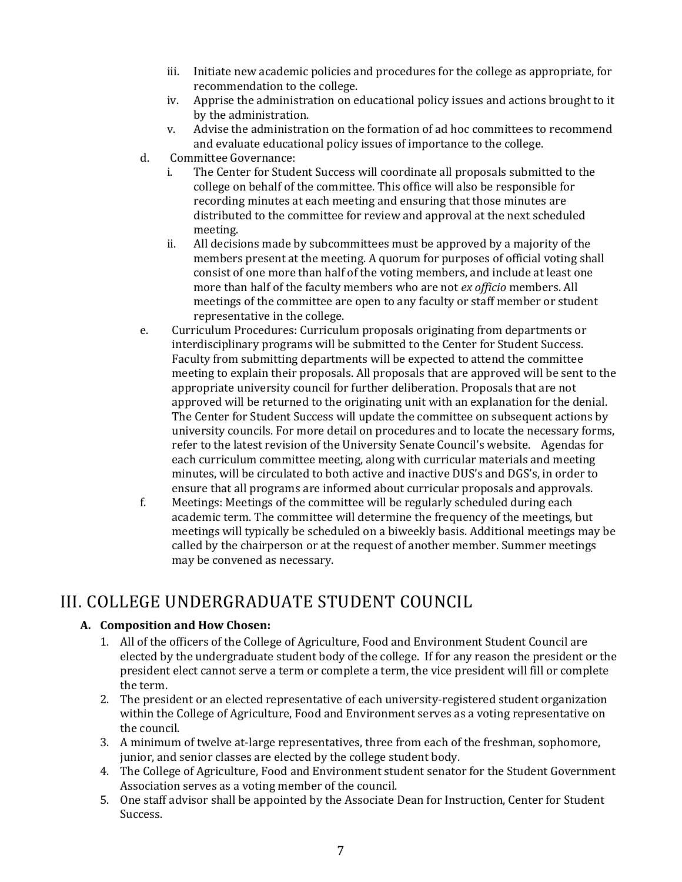iii. Initiate new academic policies and procedures for the college as appropriate, for recommendation to the college.
   iv. Apprise the administration on educational policy issues and actions brought to it by the administration.
   v. Advise the administration on the formation of ad hoc committees to recommend and evaluate educational policy issues of importance to the college.

d. Committee Governance:
   i. The Center for Student Success will coordinate all proposals submitted to the college on behalf of the committee. This office will also be responsible for recording minutes at each meeting and ensuring that those minutes are distributed to the committee for review and approval at the next scheduled meeting.
   ii. All decisions made by subcommittees must be approved by a majority of the members present at the meeting. A quorum for purposes of official voting shall consist of one more than half of the voting members, and include at least one more than half of the faculty members who are not *ex officio* members. All meetings of the committee are open to any faculty or staff member or student representative in the college.

e. Curriculum Procedures: Curriculum proposals originating from departments or interdisciplinary programs will be submitted to the Center for Student Success. Faculty from submitting departments will be expected to attend the committee meeting to explain their proposals. All proposals that are approved will be sent to the appropriate university council for further deliberation. Proposals that are not approved will be returned to the originating unit with an explanation for the denial. The Center for Student Success will update the committee on subsequent actions by university councils. For more detail on procedures and to locate the necessary forms, refer to the latest revision of the University Senate Council's website. Agendas for each curriculum committee meeting, along with curricular materials and meeting minutes, will be circulated to both active and inactive DUS's and DGS's, in order to ensure that all programs are informed about curricular proposals and approvals.

f. Meetings: Meetings of the committee will be regularly scheduled during each academic term. The committee will determine the frequency of the meetings, but meetings will typically be scheduled on a biweekly basis. Additional meetings may be called by the chairperson or at the request of another member. Summer meetings may be convened as necessary.

# III. COLLEGE UNDERGRADUATE STUDENT COUNCIL

**A. Composition and How Chosen:**

1. All of the officers of the College of Agriculture, Food and Environment Student Council are elected by the undergraduate student body of the college. If for any reason the president or the president elect cannot serve a term or complete a term, the vice president will fill or complete the term.
2. The president or an elected representative of each university-registered student organization within the College of Agriculture, Food and Environment serves as a voting representative on the council.
3. A minimum of twelve at-large representatives, three from each of the freshman, sophomore, junior, and senior classes are elected by the college student body.
4. The College of Agriculture, Food and Environment student senator for the Student Government Association serves as a voting member of the council.
5. One staff advisor shall be appointed by the Associate Dean for Instruction, Center for Student Success.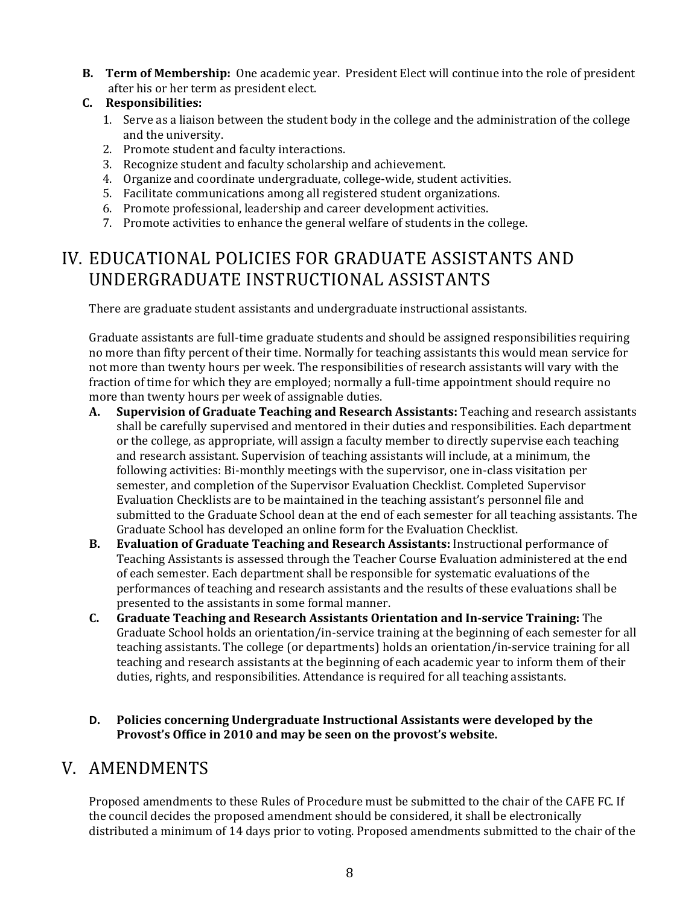**B. Term of Membership:** One academic year. President Elect will continue into the role of president after his or her term as president elect.

**C. Responsibilities:**

1. Serve as a liaison between the student body in the college and the administration of the college and the university.
2. Promote student and faculty interactions.
3. Recognize student and faculty scholarship and achievement.
4. Organize and coordinate undergraduate, college-wide, student activities.
5. Facilitate communications among all registered student organizations.
6. Promote professional, leadership and career development activities.
7. Promote activities to enhance the general welfare of students in the college.

# IV. EDUCATIONAL POLICIES FOR GRADUATE ASSISTANTS AND UNDERGRADUATE INSTRUCTIONAL ASSISTANTS

There are graduate student assistants and undergraduate instructional assistants.

Graduate assistants are full-time graduate students and should be assigned responsibilities requiring no more than fifty percent of their time. Normally for teaching assistants this would mean service for not more than twenty hours per week. The responsibilities of research assistants will vary with the fraction of time for which they are employed; normally a full-time appointment should require no more than twenty hours per week of assignable duties.

**A. Supervision of Graduate Teaching and Research Assistants:** Teaching and research assistants shall be carefully supervised and mentored in their duties and responsibilities. Each department or the college, as appropriate, will assign a faculty member to directly supervise each teaching and research assistant. Supervision of teaching assistants will include, at a minimum, the following activities: Bi-monthly meetings with the supervisor, one in-class visitation per semester, and completion of the Supervisor Evaluation Checklist. Completed Supervisor Evaluation Checklists are to be maintained in the teaching assistant's personnel file and submitted to the Graduate School dean at the end of each semester for all teaching assistants. The Graduate School has developed an online form for the Evaluation Checklist.

**B. Evaluation of Graduate Teaching and Research Assistants:** Instructional performance of Teaching Assistants is assessed through the Teacher Course Evaluation administered at the end of each semester. Each department shall be responsible for systematic evaluations of the performances of teaching and research assistants and the results of these evaluations shall be presented to the assistants in some formal manner.

**C. Graduate Teaching and Research Assistants Orientation and In-service Training:** The Graduate School holds an orientation/in-service training at the beginning of each semester for all teaching assistants. The college (or departments) holds an orientation/in-service training for all teaching and research assistants at the beginning of each academic year to inform them of their duties, rights, and responsibilities. Attendance is required for all teaching assistants.

**D. Policies concerning Undergraduate Instructional Assistants were developed by the Provost's Office in 2010 and may be seen on the provost's website.**

# V. AMENDMENTS

Proposed amendments to these Rules of Procedure must be submitted to the chair of the CAFE FC. If the council decides the proposed amendment should be considered, it shall be electronically distributed a minimum of 14 days prior to voting. Proposed amendments submitted to the chair of the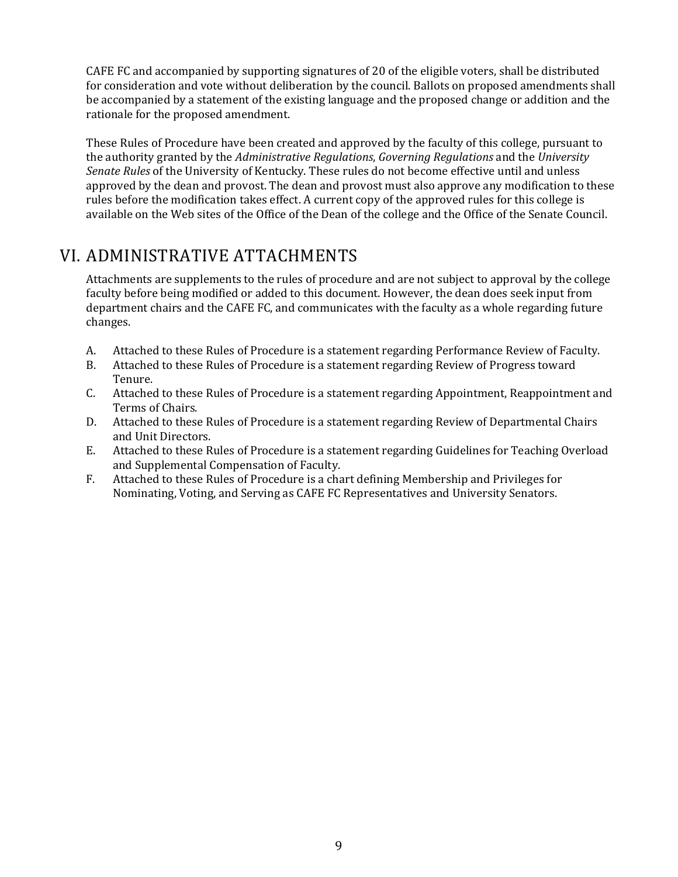CAFE FC and accompanied by supporting signatures of 20 of the eligible voters, shall be distributed for consideration and vote without deliberation by the council. Ballots on proposed amendments shall be accompanied by a statement of the existing language and the proposed change or addition and the rationale for the proposed amendment.

These Rules of Procedure have been created and approved by the faculty of this college, pursuant to the authority granted by the *Administrative Regulations*, *Governing Regulations* and the *University Senate Rules* of the University of Kentucky. These rules do not become effective until and unless approved by the dean and provost. The dean and provost must also approve any modification to these rules before the modification takes effect. A current copy of the approved rules for this college is available on the Web sites of the Office of the Dean of the college and the Office of the Senate Council.

# VI. ADMINISTRATIVE ATTACHMENTS

Attachments are supplements to the rules of procedure and are not subject to approval by the college faculty before being modified or added to this document. However, the dean does seek input from department chairs and the CAFE FC, and communicates with the faculty as a whole regarding future changes.

A. Attached to these Rules of Procedure is a statement regarding Performance Review of Faculty.
B. Attached to these Rules of Procedure is a statement regarding Review of Progress toward Tenure.
C. Attached to these Rules of Procedure is a statement regarding Appointment, Reappointment and Terms of Chairs.
D. Attached to these Rules of Procedure is a statement regarding Review of Departmental Chairs and Unit Directors.
E. Attached to these Rules of Procedure is a statement regarding Guidelines for Teaching Overload and Supplemental Compensation of Faculty.
F. Attached to these Rules of Procedure is a chart defining Membership and Privileges for Nominating, Voting, and Serving as CAFE FC Representatives and University Senators.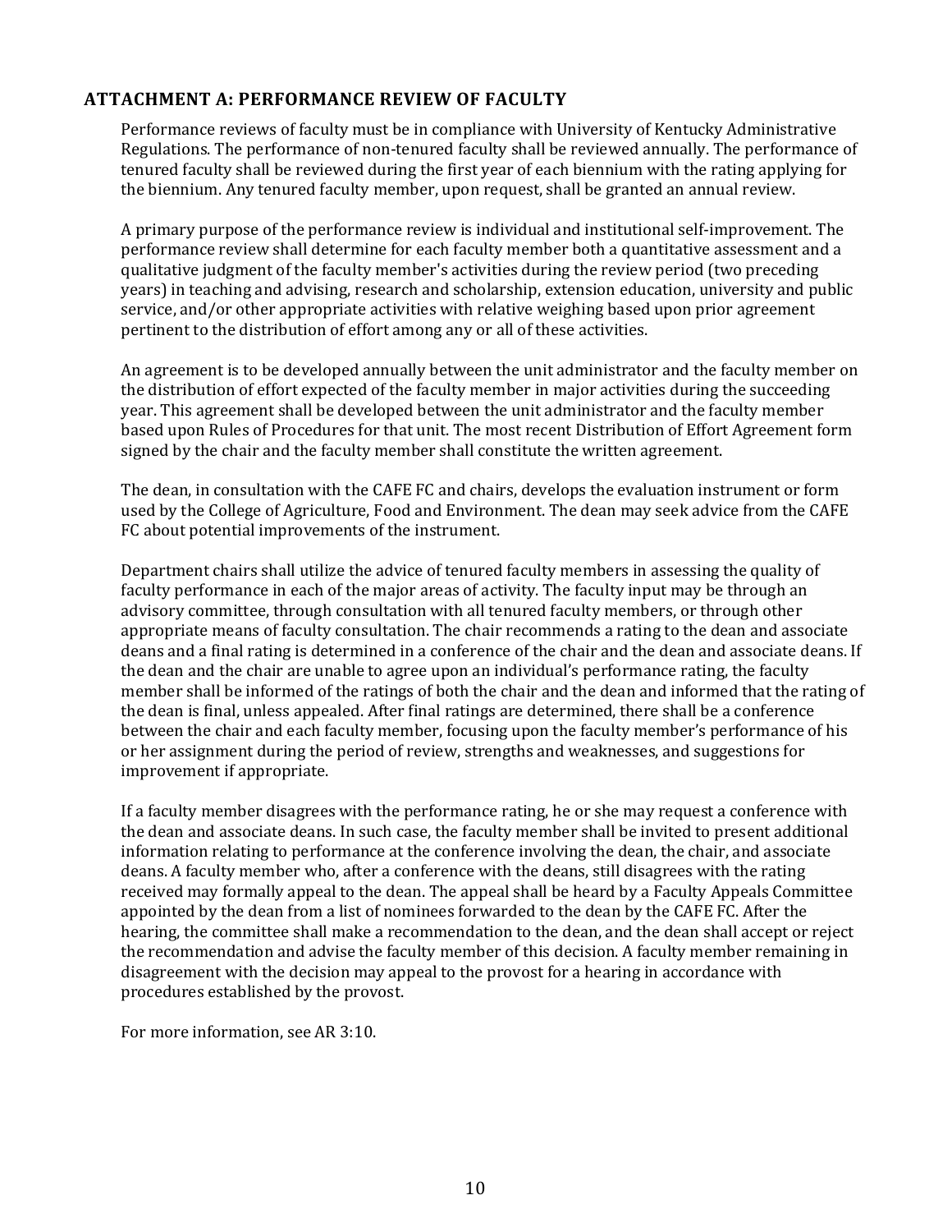## ATTACHMENT A: PERFORMANCE REVIEW OF FACULTY

Performance reviews of faculty must be in compliance with University of Kentucky Administrative Regulations. The performance of non-tenured faculty shall be reviewed annually. The performance of tenured faculty shall be reviewed during the first year of each biennium with the rating applying for the biennium. Any tenured faculty member, upon request, shall be granted an annual review.

A primary purpose of the performance review is individual and institutional self-improvement. The performance review shall determine for each faculty member both a quantitative assessment and a qualitative judgment of the faculty member's activities during the review period (two preceding years) in teaching and advising, research and scholarship, extension education, university and public service, and/or other appropriate activities with relative weighing based upon prior agreement pertinent to the distribution of effort among any or all of these activities.

An agreement is to be developed annually between the unit administrator and the faculty member on the distribution of effort expected of the faculty member in major activities during the succeeding year. This agreement shall be developed between the unit administrator and the faculty member based upon Rules of Procedures for that unit. The most recent Distribution of Effort Agreement form signed by the chair and the faculty member shall constitute the written agreement.

The dean, in consultation with the CAFE FC and chairs, develops the evaluation instrument or form used by the College of Agriculture, Food and Environment. The dean may seek advice from the CAFE FC about potential improvements of the instrument.

Department chairs shall utilize the advice of tenured faculty members in assessing the quality of faculty performance in each of the major areas of activity. The faculty input may be through an advisory committee, through consultation with all tenured faculty members, or through other appropriate means of faculty consultation. The chair recommends a rating to the dean and associate deans and a final rating is determined in a conference of the chair and the dean and associate deans. If the dean and the chair are unable to agree upon an individual's performance rating, the faculty member shall be informed of the ratings of both the chair and the dean and informed that the rating of the dean is final, unless appealed. After final ratings are determined, there shall be a conference between the chair and each faculty member, focusing upon the faculty member's performance of his or her assignment during the period of review, strengths and weaknesses, and suggestions for improvement if appropriate.

If a faculty member disagrees with the performance rating, he or she may request a conference with the dean and associate deans. In such case, the faculty member shall be invited to present additional information relating to performance at the conference involving the dean, the chair, and associate deans. A faculty member who, after a conference with the deans, still disagrees with the rating received may formally appeal to the dean. The appeal shall be heard by a Faculty Appeals Committee appointed by the dean from a list of nominees forwarded to the dean by the CAFE FC. After the hearing, the committee shall make a recommendation to the dean, and the dean shall accept or reject the recommendation and advise the faculty member of this decision. A faculty member remaining in disagreement with the decision may appeal to the provost for a hearing in accordance with procedures established by the provost.

For more information, see AR 3:10.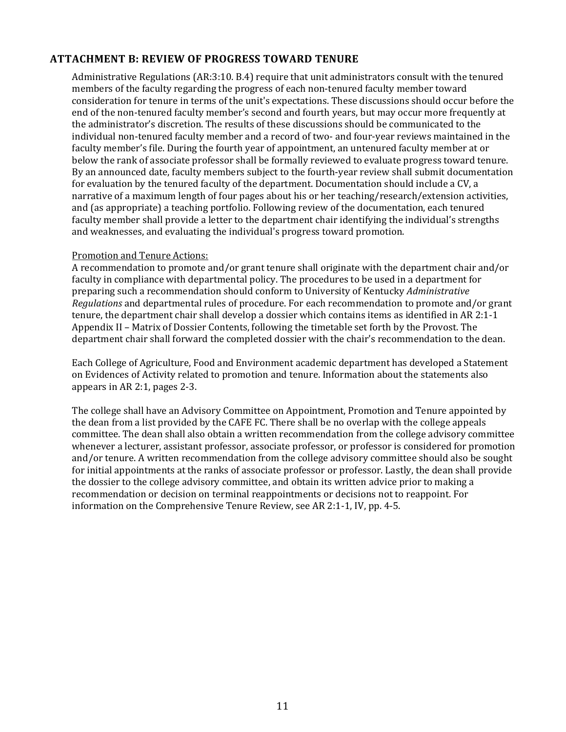## ATTACHMENT B: REVIEW OF PROGRESS TOWARD TENURE

Administrative Regulations (AR:3:10. B.4) require that unit administrators consult with the tenured members of the faculty regarding the progress of each non-tenured faculty member toward consideration for tenure in terms of the unit's expectations. These discussions should occur before the end of the non-tenured faculty member's second and fourth years, but may occur more frequently at the administrator's discretion. The results of these discussions should be communicated to the individual non-tenured faculty member and a record of two- and four-year reviews maintained in the faculty member's file. During the fourth year of appointment, an untenured faculty member at or below the rank of associate professor shall be formally reviewed to evaluate progress toward tenure. By an announced date, faculty members subject to the fourth-year review shall submit documentation for evaluation by the tenured faculty of the department. Documentation should include a CV, a narrative of a maximum length of four pages about his or her teaching/research/extension activities, and (as appropriate) a teaching portfolio. Following review of the documentation, each tenured faculty member shall provide a letter to the department chair identifying the individual's strengths and weaknesses, and evaluating the individual's progress toward promotion.

Promotion and Tenure Actions:

A recommendation to promote and/or grant tenure shall originate with the department chair and/or faculty in compliance with departmental policy. The procedures to be used in a department for preparing such a recommendation should conform to University of Kentucky *Administrative Regulations* and departmental rules of procedure. For each recommendation to promote and/or grant tenure, the department chair shall develop a dossier which contains items as identified in AR 2:1-1 Appendix II – Matrix of Dossier Contents, following the timetable set forth by the Provost. The department chair shall forward the completed dossier with the chair's recommendation to the dean.

Each College of Agriculture, Food and Environment academic department has developed a Statement on Evidences of Activity related to promotion and tenure. Information about the statements also appears in AR 2:1, pages 2-3.

The college shall have an Advisory Committee on Appointment, Promotion and Tenure appointed by the dean from a list provided by the CAFE FC. There shall be no overlap with the college appeals committee. The dean shall also obtain a written recommendation from the college advisory committee whenever a lecturer, assistant professor, associate professor, or professor is considered for promotion and/or tenure. A written recommendation from the college advisory committee should also be sought for initial appointments at the ranks of associate professor or professor. Lastly, the dean shall provide the dossier to the college advisory committee, and obtain its written advice prior to making a recommendation or decision on terminal reappointments or decisions not to reappoint. For information on the Comprehensive Tenure Review, see AR 2:1-1, IV, pp. 4-5.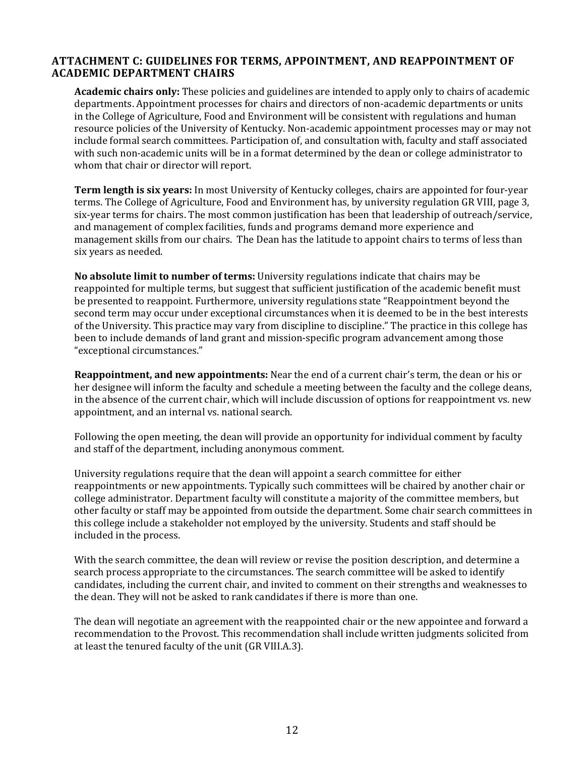## ATTACHMENT C: GUIDELINES FOR TERMS, APPOINTMENT, AND REAPPOINTMENT OF ACADEMIC DEPARTMENT CHAIRS

**Academic chairs only:** These policies and guidelines are intended to apply only to chairs of academic departments. Appointment processes for chairs and directors of non-academic departments or units in the College of Agriculture, Food and Environment will be consistent with regulations and human resource policies of the University of Kentucky. Non-academic appointment processes may or may not include formal search committees. Participation of, and consultation with, faculty and staff associated with such non-academic units will be in a format determined by the dean or college administrator to whom that chair or director will report.

**Term length is six years:** In most University of Kentucky colleges, chairs are appointed for four-year terms. The College of Agriculture, Food and Environment has, by university regulation GR VIII, page 3, six-year terms for chairs. The most common justification has been that leadership of outreach/service, and management of complex facilities, funds and programs demand more experience and management skills from our chairs. The Dean has the latitude to appoint chairs to terms of less than six years as needed.

**No absolute limit to number of terms:** University regulations indicate that chairs may be reappointed for multiple terms, but suggest that sufficient justification of the academic benefit must be presented to reappoint. Furthermore, university regulations state "Reappointment beyond the second term may occur under exceptional circumstances when it is deemed to be in the best interests of the University. This practice may vary from discipline to discipline." The practice in this college has been to include demands of land grant and mission-specific program advancement among those "exceptional circumstances."

**Reappointment, and new appointments:** Near the end of a current chair's term, the dean or his or her designee will inform the faculty and schedule a meeting between the faculty and the college deans, in the absence of the current chair, which will include discussion of options for reappointment vs. new appointment, and an internal vs. national search.

Following the open meeting, the dean will provide an opportunity for individual comment by faculty and staff of the department, including anonymous comment.

University regulations require that the dean will appoint a search committee for either reappointments or new appointments. Typically such committees will be chaired by another chair or college administrator. Department faculty will constitute a majority of the committee members, but other faculty or staff may be appointed from outside the department. Some chair search committees in this college include a stakeholder not employed by the university. Students and staff should be included in the process.

With the search committee, the dean will review or revise the position description, and determine a search process appropriate to the circumstances. The search committee will be asked to identify candidates, including the current chair, and invited to comment on their strengths and weaknesses to the dean. They will not be asked to rank candidates if there is more than one.

The dean will negotiate an agreement with the reappointed chair or the new appointee and forward a recommendation to the Provost. This recommendation shall include written judgments solicited from at least the tenured faculty of the unit (GR VIII.A.3).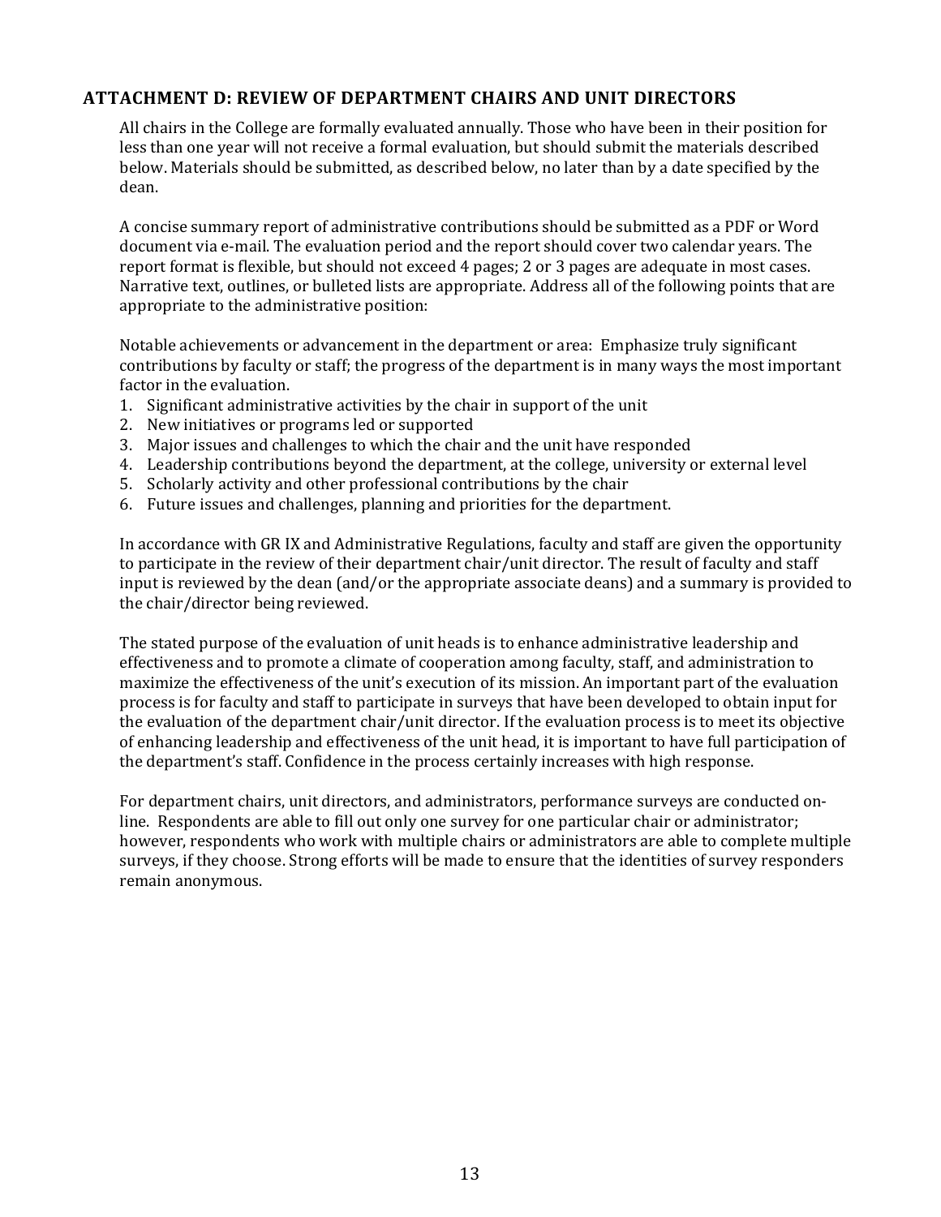## ATTACHMENT D: REVIEW OF DEPARTMENT CHAIRS AND UNIT DIRECTORS

All chairs in the College are formally evaluated annually. Those who have been in their position for less than one year will not receive a formal evaluation, but should submit the materials described below. Materials should be submitted, as described below, no later than by a date specified by the dean.

A concise summary report of administrative contributions should be submitted as a PDF or Word document via e-mail. The evaluation period and the report should cover two calendar years. The report format is flexible, but should not exceed 4 pages; 2 or 3 pages are adequate in most cases. Narrative text, outlines, or bulleted lists are appropriate. Address all of the following points that are appropriate to the administrative position:

Notable achievements or advancement in the department or area: Emphasize truly significant contributions by faculty or staff; the progress of the department is in many ways the most important factor in the evaluation.

1. Significant administrative activities by the chair in support of the unit
2. New initiatives or programs led or supported
3. Major issues and challenges to which the chair and the unit have responded
4. Leadership contributions beyond the department, at the college, university or external level
5. Scholarly activity and other professional contributions by the chair
6. Future issues and challenges, planning and priorities for the department.

In accordance with GR IX and Administrative Regulations, faculty and staff are given the opportunity to participate in the review of their department chair/unit director. The result of faculty and staff input is reviewed by the dean (and/or the appropriate associate deans) and a summary is provided to the chair/director being reviewed.

The stated purpose of the evaluation of unit heads is to enhance administrative leadership and effectiveness and to promote a climate of cooperation among faculty, staff, and administration to maximize the effectiveness of the unit's execution of its mission. An important part of the evaluation process is for faculty and staff to participate in surveys that have been developed to obtain input for the evaluation of the department chair/unit director. If the evaluation process is to meet its objective of enhancing leadership and effectiveness of the unit head, it is important to have full participation of the department's staff. Confidence in the process certainly increases with high response.

For department chairs, unit directors, and administrators, performance surveys are conducted on-line. Respondents are able to fill out only one survey for one particular chair or administrator; however, respondents who work with multiple chairs or administrators are able to complete multiple surveys, if they choose. Strong efforts will be made to ensure that the identities of survey responders remain anonymous.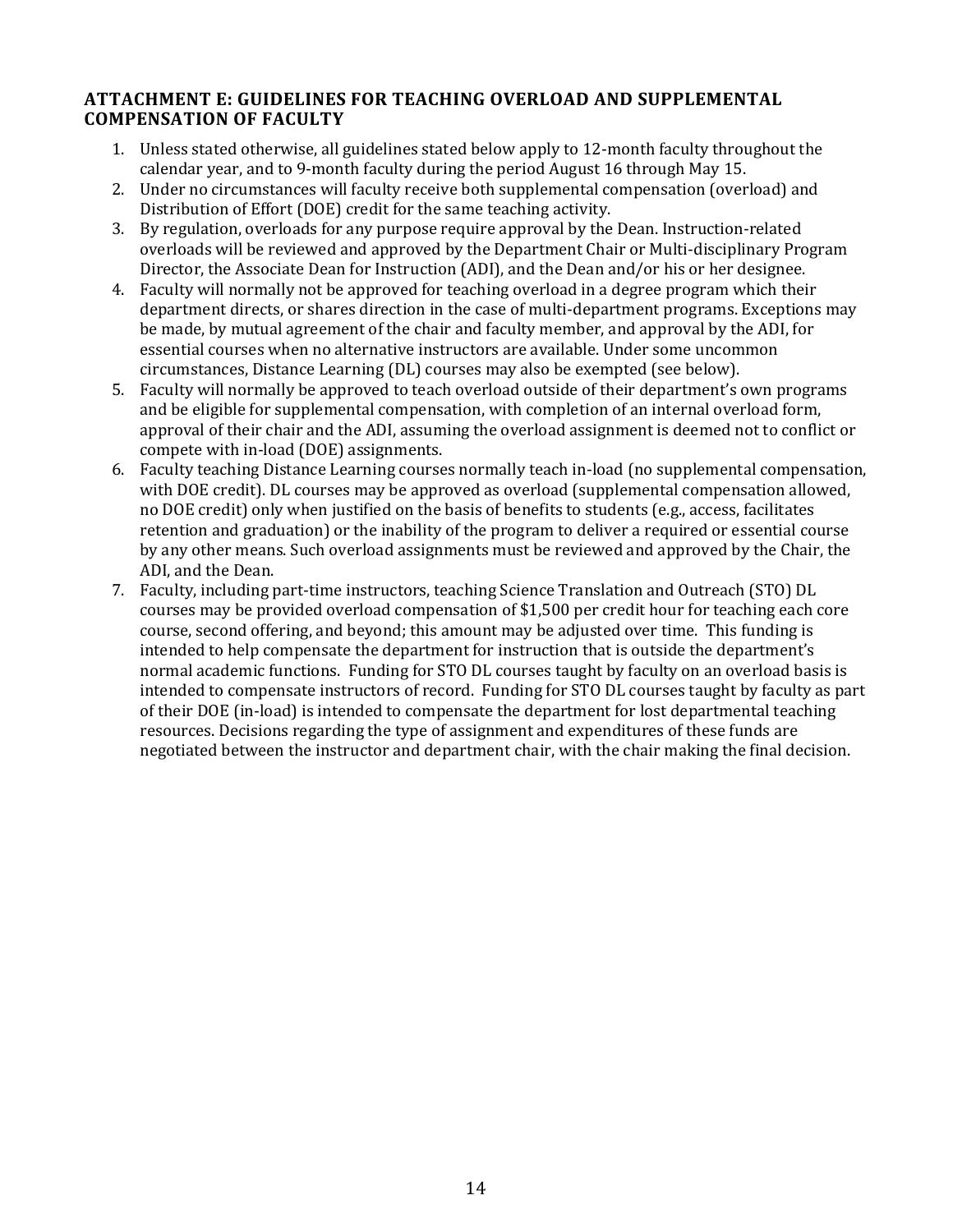## ATTACHMENT E: GUIDELINES FOR TEACHING OVERLOAD AND SUPPLEMENTAL COMPENSATION OF FACULTY

1. Unless stated otherwise, all guidelines stated below apply to 12-month faculty throughout the calendar year, and to 9-month faculty during the period August 16 through May 15.
2. Under no circumstances will faculty receive both supplemental compensation (overload) and Distribution of Effort (DOE) credit for the same teaching activity.
3. By regulation, overloads for any purpose require approval by the Dean. Instruction-related overloads will be reviewed and approved by the Department Chair or Multi-disciplinary Program Director, the Associate Dean for Instruction (ADI), and the Dean and/or his or her designee.
4. Faculty will normally not be approved for teaching overload in a degree program which their department directs, or shares direction in the case of multi-department programs. Exceptions may be made, by mutual agreement of the chair and faculty member, and approval by the ADI, for essential courses when no alternative instructors are available. Under some uncommon circumstances, Distance Learning (DL) courses may also be exempted (see below).
5. Faculty will normally be approved to teach overload outside of their department's own programs and be eligible for supplemental compensation, with completion of an internal overload form, approval of their chair and the ADI, assuming the overload assignment is deemed not to conflict or compete with in-load (DOE) assignments.
6. Faculty teaching Distance Learning courses normally teach in-load (no supplemental compensation, with DOE credit). DL courses may be approved as overload (supplemental compensation allowed, no DOE credit) only when justified on the basis of benefits to students (e.g., access, facilitates retention and graduation) or the inability of the program to deliver a required or essential course by any other means. Such overload assignments must be reviewed and approved by the Chair, the ADI, and the Dean.
7. Faculty, including part-time instructors, teaching Science Translation and Outreach (STO) DL courses may be provided overload compensation of $1,500 per credit hour for teaching each core course, second offering, and beyond; this amount may be adjusted over time. This funding is intended to help compensate the department for instruction that is outside the department's normal academic functions. Funding for STO DL courses taught by faculty on an overload basis is intended to compensate instructors of record. Funding for STO DL courses taught by faculty as part of their DOE (in-load) is intended to compensate the department for lost departmental teaching resources. Decisions regarding the type of assignment and expenditures of these funds are negotiated between the instructor and department chair, with the chair making the final decision.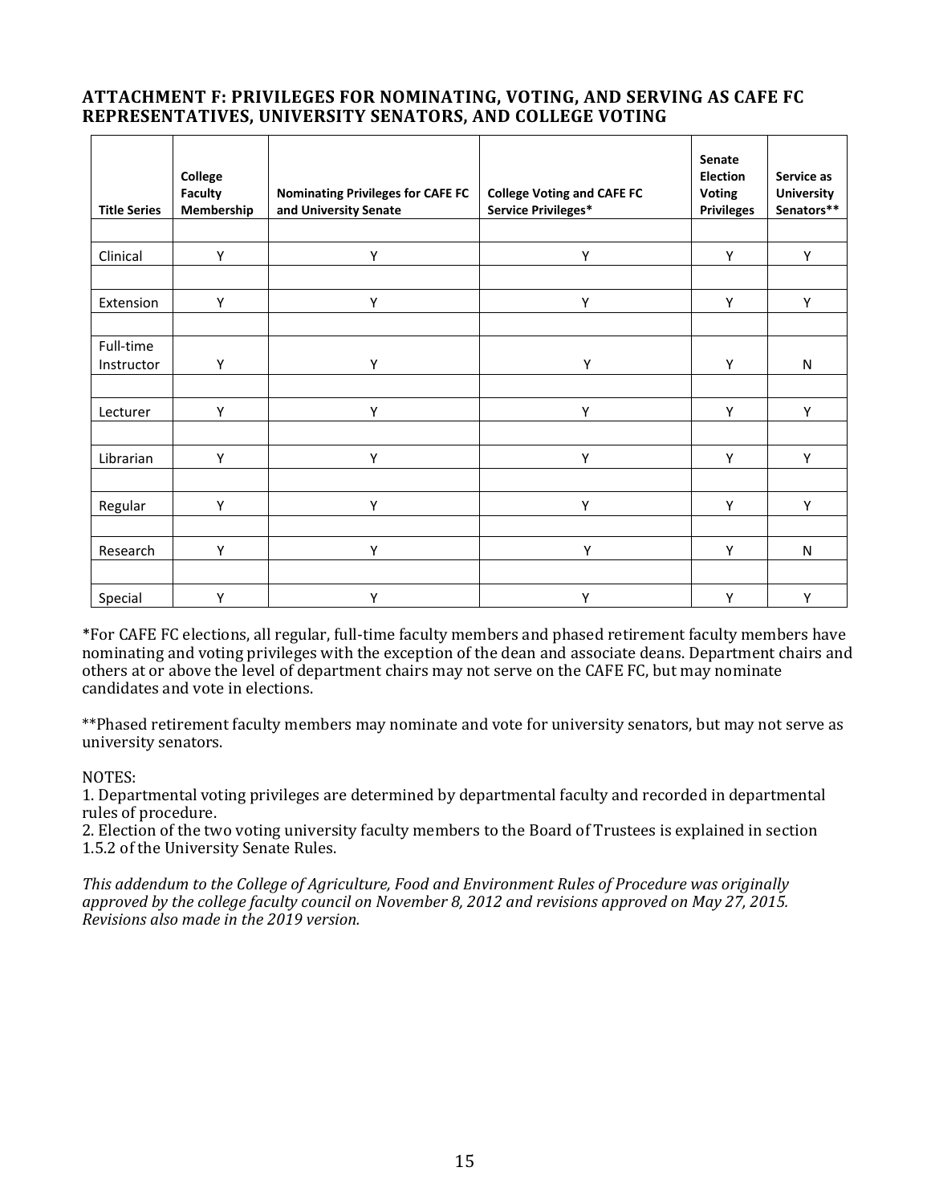## ATTACHMENT F: PRIVILEGES FOR NOMINATING, VOTING, AND SERVING AS CAFE FC REPRESENTATIVES, UNIVERSITY SENATORS, AND COLLEGE VOTING

| Title Series | College Faculty Membership | Nominating Privileges for CAFE FC and University Senate | College Voting and CAFE FC Service Privileges* | Senate Election Voting Privileges | Service as University Senators** |
|---|---|---|---|---|---|
| Clinical | Y | Y | Y | Y | Y |
| Extension | Y | Y | Y | Y | Y |
| Full-time Instructor | Y | Y | Y | Y | N |
| Lecturer | Y | Y | Y | Y | Y |
| Librarian | Y | Y | Y | Y | Y |
| Regular | Y | Y | Y | Y | Y |
| Research | Y | Y | Y | Y | N |
| Special | Y | Y | Y | Y | Y |

*For CAFE FC elections, all regular, full-time faculty members and phased retirement faculty members have nominating and voting privileges with the exception of the dean and associate deans. Department chairs and others at or above the level of department chairs may not serve on the CAFE FC, but may nominate candidates and vote in elections.

**Phased retirement faculty members may nominate and vote for university senators, but may not serve as university senators.

NOTES:
1. Departmental voting privileges are determined by departmental faculty and recorded in departmental rules of procedure.
2. Election of the two voting university faculty members to the Board of Trustees is explained in section 1.5.2 of the University Senate Rules.

*This addendum to the College of Agriculture, Food and Environment Rules of Procedure was originally approved by the college faculty council on November 8, 2012 and revisions approved on May 27, 2015. Revisions also made in the 2019 version.*